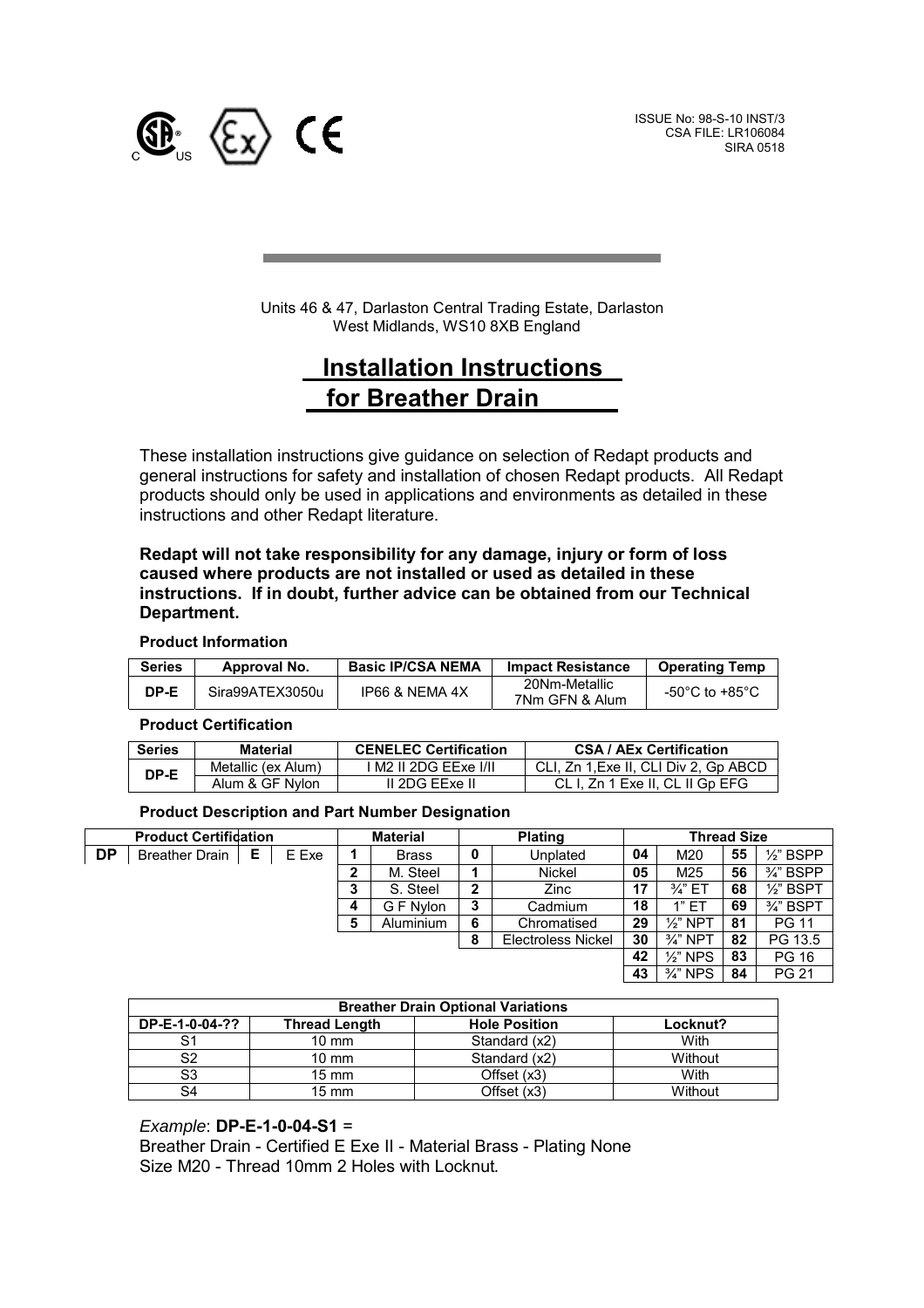ISSUE No: 98-S-10 INST/3
CSA FILE: LR106084
SIRA 0518

Units 46 & 47, Darlaston Central Trading Estate, Darlaston
West Midlands, WS10 8XB England

# Installation Instructions for Breather Drain

These installation instructions give guidance on selection of Redapt products and general instructions for safety and installation of chosen Redapt products. All Redapt products should only be used in applications and environments as detailed in these instructions and other Redapt literature.

**Redapt will not take responsibility for any damage, injury or form of loss caused where products are not installed or used as detailed in these instructions. If in doubt, further advice can be obtained from our Technical Department.**

**Product Information**

| Series | Approval No. | Basic IP/CSA NEMA | Impact Resistance | Operating Temp |
|---|---|---|---|---|
| DP-E | Sira99ATEX3050u | IP66 & NEMA 4X | 20Nm-Metallic 7Nm GFN & Alum | -50°C to +85°C |

**Product Certification**

| Series | Material | CENELEC Certification | CSA / AEx Certification |
|---|---|---|---|
| DP-E | Metallic (ex Alum) | I M2 II 2DG EExe I/II | CLI, Zn 1,Exe II, CLI Div 2, Gp ABCD |
| | Alum & GF Nylon | II 2DG EExe II | CL I, Zn 1 Exe II, CL II Gp EFG |

**Product Description and Part Number Designation**

| Product Certification | | | | Material | | Plating | | Thread Size | | | |
|---|---|---|---|---|---|---|---|---|---|---|---|
| DP | Breather Drain | E | E Exe | 1 | Brass | 0 | Unplated | 04 | M20 | 55 | ½" BSPP |
| | | | | 2 | M. Steel | 1 | Nickel | 05 | M25 | 56 | ¾" BSPP |
| | | | | 3 | S. Steel | 2 | Zinc | 17 | ¾" ET | 68 | ½" BSPT |
| | | | | 4 | G F Nylon | 3 | Cadmium | 18 | 1" ET | 69 | ¾" BSPT |
| | | | | 5 | Aluminium | 6 | Chromatised | 29 | ½" NPT | 81 | PG 11 |
| | | | | | | 8 | Electroless Nickel | 30 | ¾" NPT | 82 | PG 13.5 |
| | | | | | | | | 42 | ½" NPS | 83 | PG 16 |
| | | | | | | | | 43 | ¾" NPS | 84 | PG 21 |

| Breather Drain Optional Variations | | | |
|---|---|---|---|
| DP-E-1-0-04-?? | Thread Length | Hole Position | Locknut? |
| S1 | 10 mm | Standard (x2) | With |
| S2 | 10 mm | Standard (x2) | Without |
| S3 | 15 mm | Offset (x3) | With |
| S4 | 15 mm | Offset (x3) | Without |

*Example*: **DP-E-1-0-04-S1** =
Breather Drain - Certified E Exe II - Material Brass - Plating None
Size M20 - Thread 10mm 2 Holes with Locknut.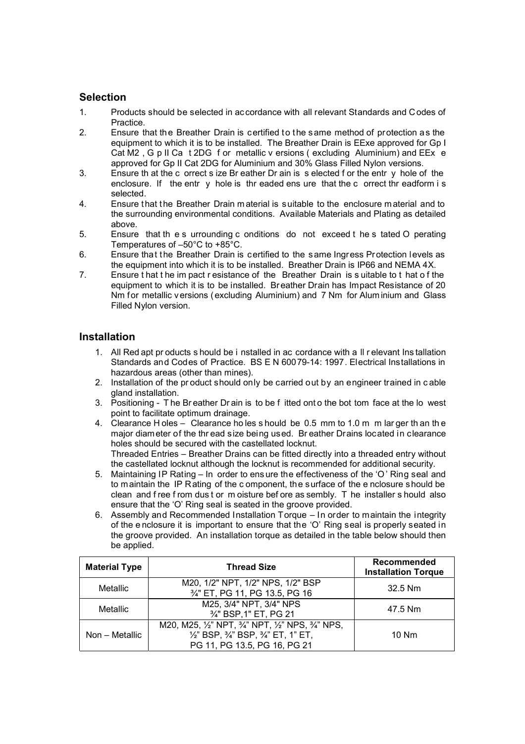## Selection

1. Products should be selected in accordance with all relevant Standards and Codes of Practice.
2. Ensure that the Breather Drain is certified to the same method of protection as the equipment to which it is to be installed. The Breather Drain is EExe approved for Gp I Cat M2, Gp II Cat 2DG for metallic versions (excluding Aluminium) and EEx e approved for Gp II Cat 2DG for Aluminium and 30% Glass Filled Nylon versions.
3. Ensure that the correct size Breather Drain is selected for the entry hole of the enclosure. If the entry hole is threaded ensure that the correct threadform is selected.
4. Ensure that the Breather Drain material is suitable to the enclosure material and to the surrounding environmental conditions. Available Materials and Plating as detailed above.
5. Ensure that the surrounding conditions do not exceed the stated Operating Temperatures of –50°C to +85°C.
6. Ensure that the Breather Drain is certified to the same Ingress Protection levels as the equipment into which it is to be installed. Breather Drain is IP66 and NEMA 4X.
7. Ensure that the impact resistance of the Breather Drain is suitable to that of the equipment to which it is to be installed. Breather Drain has Impact Resistance of 20 Nm for metallic versions (excluding Aluminium) and 7 Nm for Aluminium and Glass Filled Nylon version.

## Installation

1. All Redapt products should be installed in accordance with all relevant Installation Standards and Codes of Practice. BS EN 60079-14: 1997. Electrical Installations in hazardous areas (other than mines).
2. Installation of the product should only be carried out by an engineer trained in cable gland installation.
3. Positioning - The Breather Drain is to be fitted onto the bottom face at the lowest point to facilitate optimum drainage.
4. Clearance Holes – Clearance holes should be 0.5 mm to 1.0 mm larger than the major diameter of the thread size being used. Breather Drains located in clearance holes should be secured with the castellated locknut.
   Threaded Entries – Breather Drains can be fitted directly into a threaded entry without the castellated locknut although the locknut is recommended for additional security.
5. Maintaining IP Rating – In order to ensure the effectiveness of the 'O' Ring seal and to maintain the IP Rating of the component, the surface of the enclosure should be clean and free from dust or moisture before assembly. The installer should also ensure that the 'O' Ring seal is seated in the groove provided.
6. Assembly and Recommended Installation Torque – In order to maintain the integrity of the enclosure it is important to ensure that the 'O' Ring seal is properly seated in the groove provided. An installation torque as detailed in the table below should then be applied.

| Material Type | Thread Size | Recommended Installation Torque |
|---|---|---|
| Metallic | M20, 1/2" NPT, 1/2" NPS, 1/2" BSP ¾" ET, PG 11, PG 13.5, PG 16 | 32.5 Nm |
| Metallic | M25, 3/4" NPT, 3/4" NPS ¾" BSP,1" ET, PG 21 | 47.5 Nm |
| Non – Metallic | M20, M25, ½" NPT, ¾" NPT, ½" NPS, ¾" NPS, ½" BSP, ¾" BSP, ¾" ET, 1" ET, PG 11, PG 13.5, PG 16, PG 21 | 10 Nm |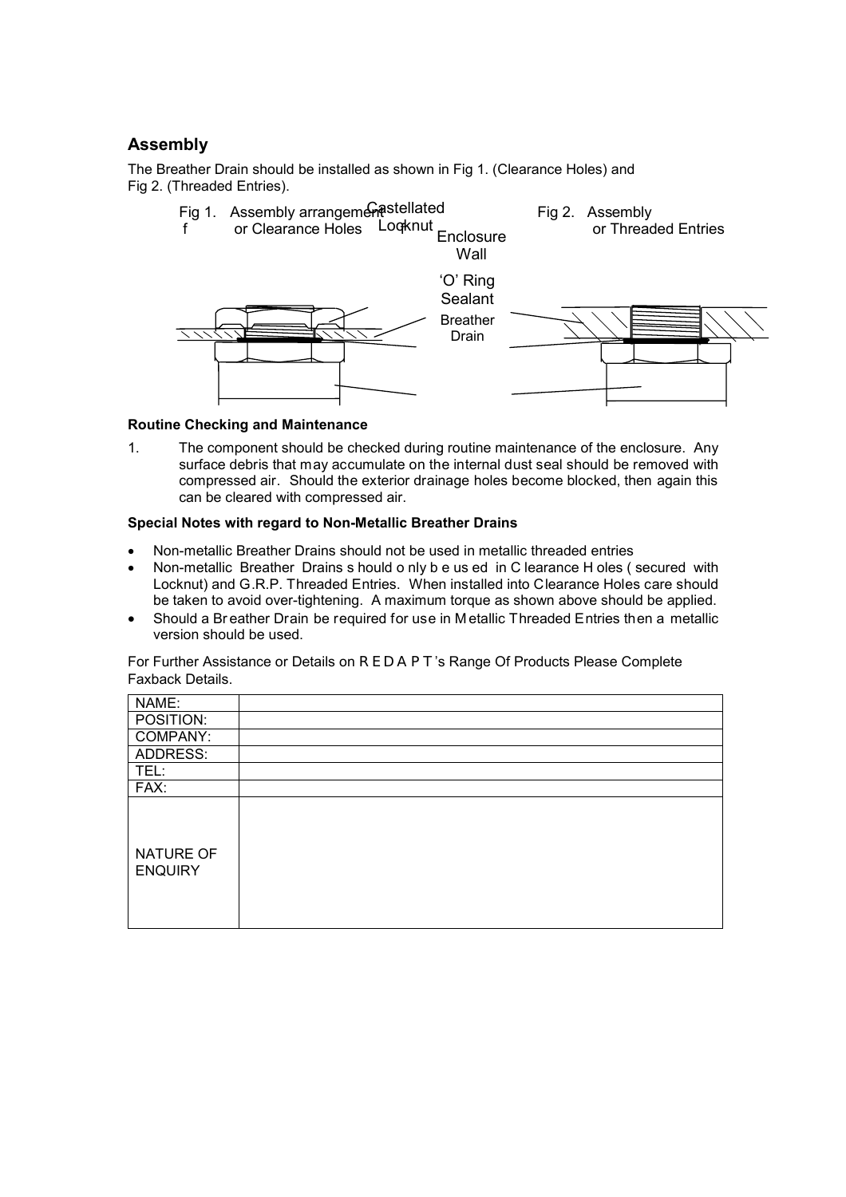## Assembly

The Breather Drain should be installed as shown in Fig 1. (Clearance Holes) and Fig 2. (Threaded Entries).

Fig 1. Assembly arrangement for Clearance Holes

Fig 2. Assembly for Threaded Entries

Castellated Locknut

Enclosure Wall

'O' Ring Sealant

Breather Drain

**Routine Checking and Maintenance**

1. The component should be checked during routine maintenance of the enclosure. Any surface debris that may accumulate on the internal dust seal should be removed with compressed air. Should the exterior drainage holes become blocked, then again this can be cleared with compressed air.

**Special Notes with regard to Non-Metallic Breather Drains**

- Non-metallic Breather Drains should not be used in metallic threaded entries
- Non-metallic Breather Drains should only be used in Clearance Holes (secured with Locknut) and G.R.P. Threaded Entries. When installed into Clearance Holes care should be taken to avoid over-tightening. A maximum torque as shown above should be applied.
- Should a Breather Drain be required for use in Metallic Threaded Entries then a metallic version should be used.

For Further Assistance or Details on R E D A P T 's Range Of Products Please Complete Faxback Details.

| | |
|---|---|
| NAME: | |
| POSITION: | |
| COMPANY: | |
| ADDRESS: | |
| TEL: | |
| FAX: | |
| NATURE OF ENQUIRY | |